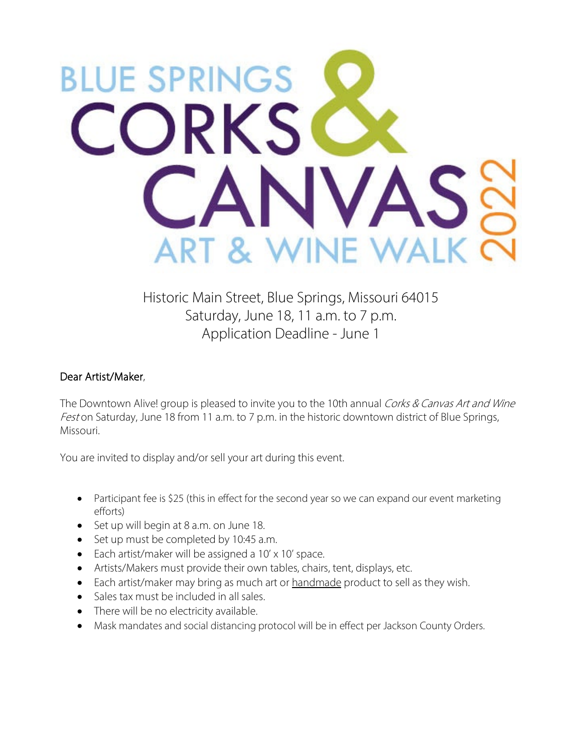# BLUE SPRINGS CORKS & CANVAS ART & WINE WALK 2022

Historic Main Street, Blue Springs, Missouri 64015
Saturday, June 18, 11 a.m. to 7 p.m.
Application Deadline - June 1

Dear Artist/Maker,

The Downtown Alive! group is pleased to invite you to the 10th annual *Corks & Canvas Art and Wine Fest* on Saturday, June 18 from 11 a.m. to 7 p.m. in the historic downtown district of Blue Springs, Missouri.

You are invited to display and/or sell your art during this event.

- Participant fee is $25 (this in effect for the second year so we can expand our event marketing efforts)
- Set up will begin at 8 a.m. on June 18.
- Set up must be completed by 10:45 a.m.
- Each artist/maker will be assigned a 10' x 10' space.
- Artists/Makers must provide their own tables, chairs, tent, displays, etc.
- Each artist/maker may bring as much art or <u>handmade</u> product to sell as they wish.
- Sales tax must be included in all sales.
- There will be no electricity available.
- Mask mandates and social distancing protocol will be in effect per Jackson County Orders.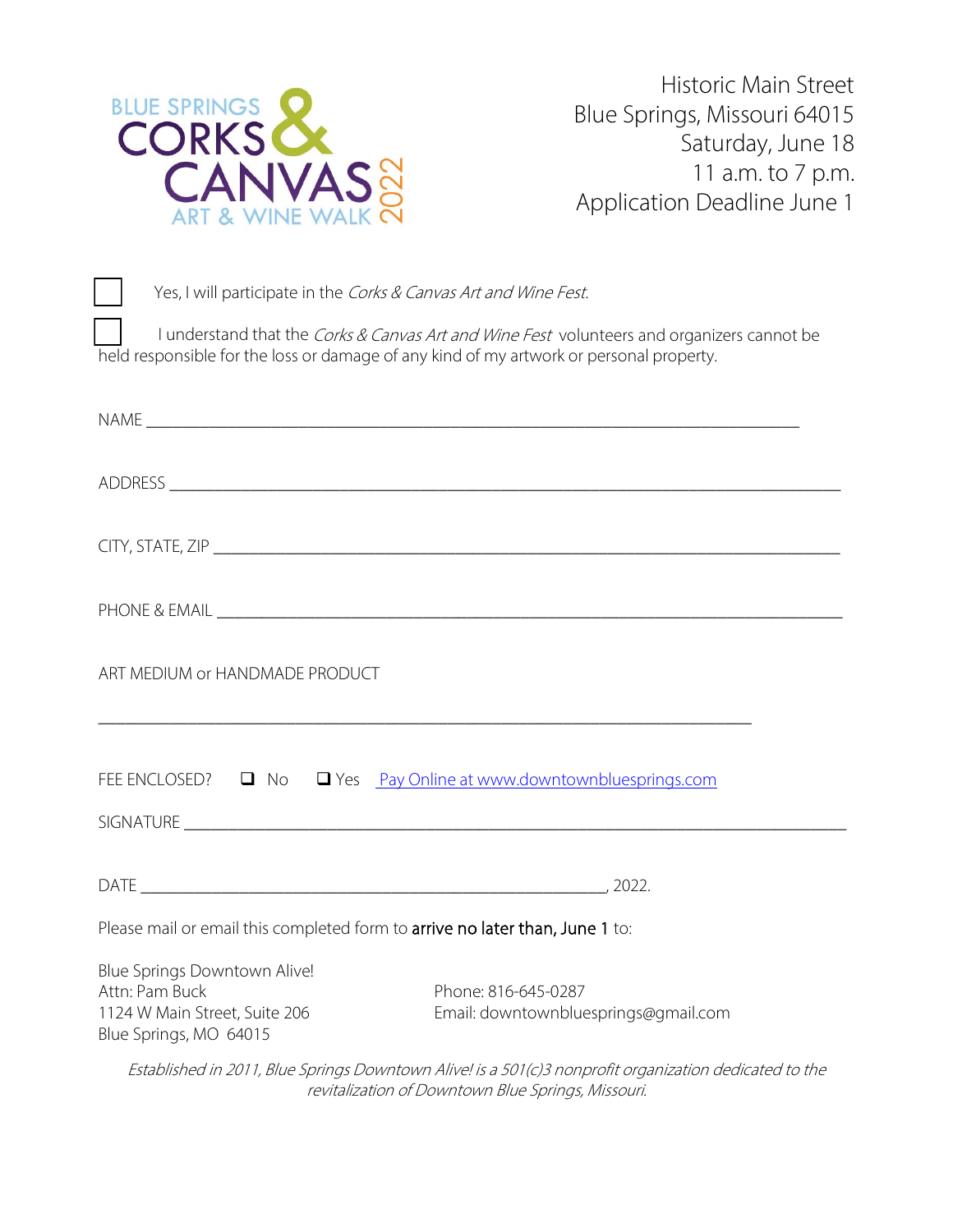BLUE SPRINGS
CORKS &
CANVAS 2022
ART & WINE WALK

Historic Main Street
Blue Springs, Missouri 64015
Saturday, June 18
11 a.m. to 7 p.m.
Application Deadline June 1

☐ Yes, I will participate in the *Corks & Canvas Art and Wine Fest.*

☐ I understand that the *Corks & Canvas Art and Wine Fest* volunteers and organizers cannot be held responsible for the loss or damage of any kind of my artwork or personal property.

NAME ____________________________________________________________________________

ADDRESS _________________________________________________________________________

CITY, STATE, ZIP _________________________________________________________________

PHONE & EMAIL ___________________________________________________________________

ART MEDIUM or HANDMADE PRODUCT

_________________________________________________________________________________

FEE ENCLOSED? ❑ No ❑ Yes [Pay Online at www.downtownbluesprings.com](http://www.downtownbluesprings.com)

SIGNATURE _______________________________________________________________________

DATE ______________________________________________________, 2022.

Please mail or email this completed form to **arrive no later than, June 1** to:

Blue Springs Downtown Alive!
Attn: Pam Buck
1124 W Main Street, Suite 206
Blue Springs, MO 64015

Phone: 816-645-0287
Email: downtownbluesprings@gmail.com

*Established in 2011, Blue Springs Downtown Alive! is a 501(c)3 nonprofit organization dedicated to the revitalization of Downtown Blue Springs, Missouri.*